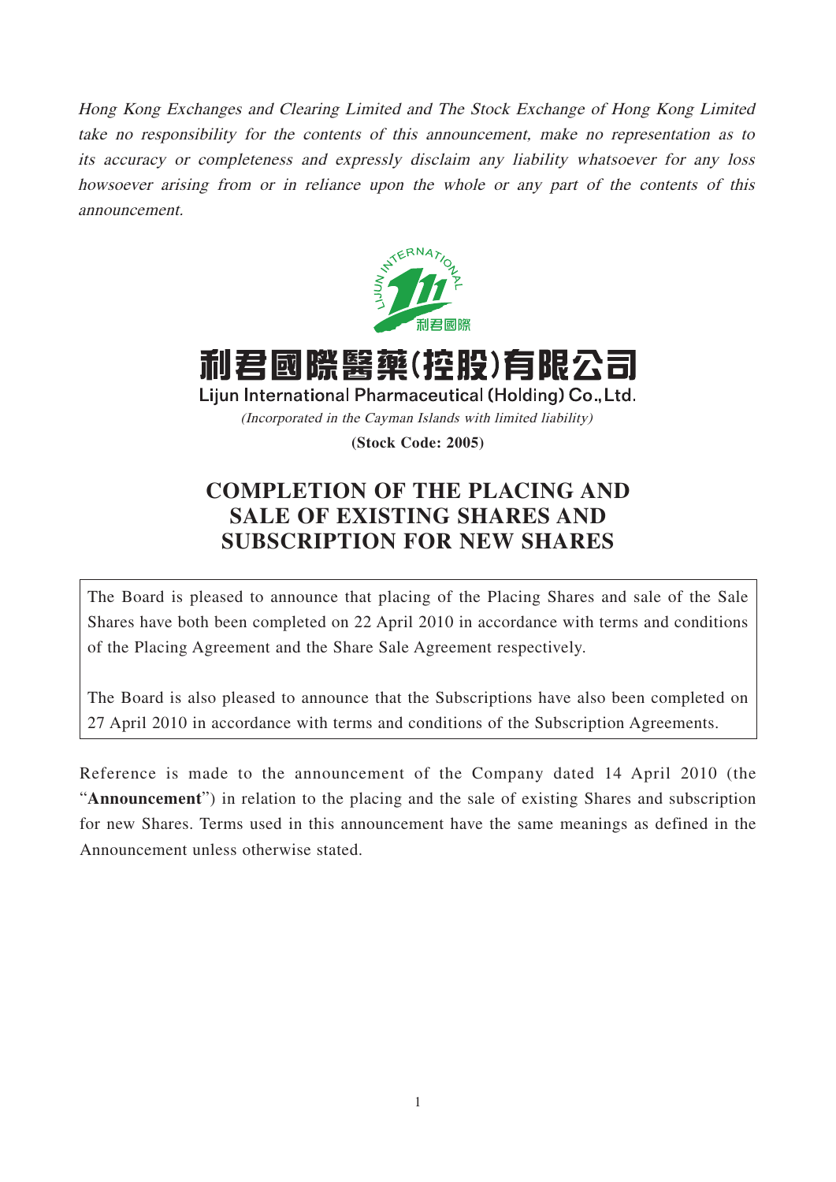*Hong Kong Exchanges and Clearing Limited and The Stock Exchange of Hong Kong Limited take no responsibility for the contents of this announcement, make no representation as to its accuracy or completeness and expressly disclaim any liability whatsoever for any loss howsoever arising from or in reliance upon the whole or any part of the contents of this announcement.*

# 利君國際醫藥(控股)有限公司

**Lijun International Pharmaceutical (Holding) Co., Ltd.**

*(Incorporated in the Cayman Islands with limited liability)*

**(Stock Code: 2005)**

# COMPLETION OF THE PLACING AND SALE OF EXISTING SHARES AND SUBSCRIPTION FOR NEW SHARES

The Board is pleased to announce that placing of the Placing Shares and sale of the Sale Shares have both been completed on 22 April 2010 in accordance with terms and conditions of the Placing Agreement and the Share Sale Agreement respectively.

The Board is also pleased to announce that the Subscriptions have also been completed on 27 April 2010 in accordance with terms and conditions of the Subscription Agreements.

Reference is made to the announcement of the Company dated 14 April 2010 (the "**Announcement**") in relation to the placing and the sale of existing Shares and subscription for new Shares. Terms used in this announcement have the same meanings as defined in the Announcement unless otherwise stated.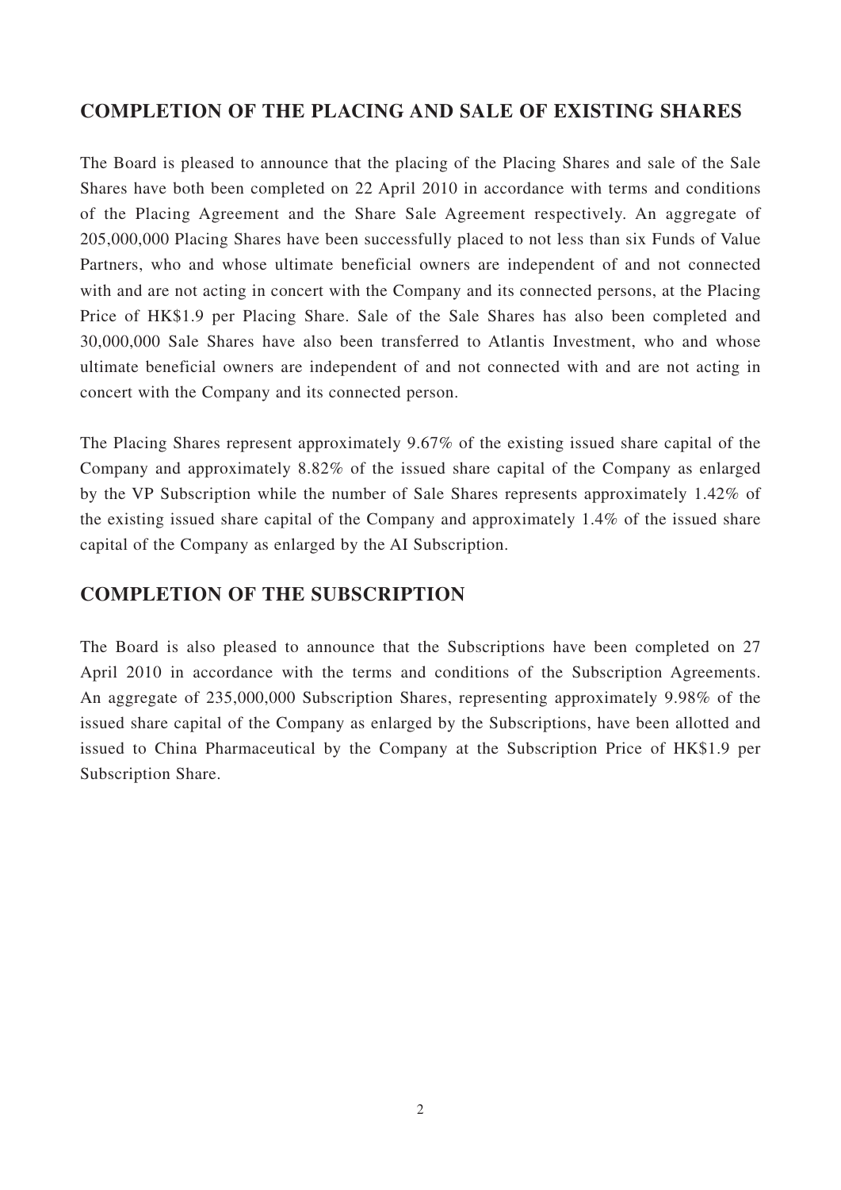## COMPLETION OF THE PLACING AND SALE OF EXISTING SHARES

The Board is pleased to announce that the placing of the Placing Shares and sale of the Sale Shares have both been completed on 22 April 2010 in accordance with terms and conditions of the Placing Agreement and the Share Sale Agreement respectively. An aggregate of 205,000,000 Placing Shares have been successfully placed to not less than six Funds of Value Partners, who and whose ultimate beneficial owners are independent of and not connected with and are not acting in concert with the Company and its connected persons, at the Placing Price of HK$1.9 per Placing Share. Sale of the Sale Shares has also been completed and 30,000,000 Sale Shares have also been transferred to Atlantis Investment, who and whose ultimate beneficial owners are independent of and not connected with and are not acting in concert with the Company and its connected person.

The Placing Shares represent approximately 9.67% of the existing issued share capital of the Company and approximately 8.82% of the issued share capital of the Company as enlarged by the VP Subscription while the number of Sale Shares represents approximately 1.42% of the existing issued share capital of the Company and approximately 1.4% of the issued share capital of the Company as enlarged by the AI Subscription.

## COMPLETION OF THE SUBSCRIPTION

The Board is also pleased to announce that the Subscriptions have been completed on 27 April 2010 in accordance with the terms and conditions of the Subscription Agreements. An aggregate of 235,000,000 Subscription Shares, representing approximately 9.98% of the issued share capital of the Company as enlarged by the Subscriptions, have been allotted and issued to China Pharmaceutical by the Company at the Subscription Price of HK$1.9 per Subscription Share.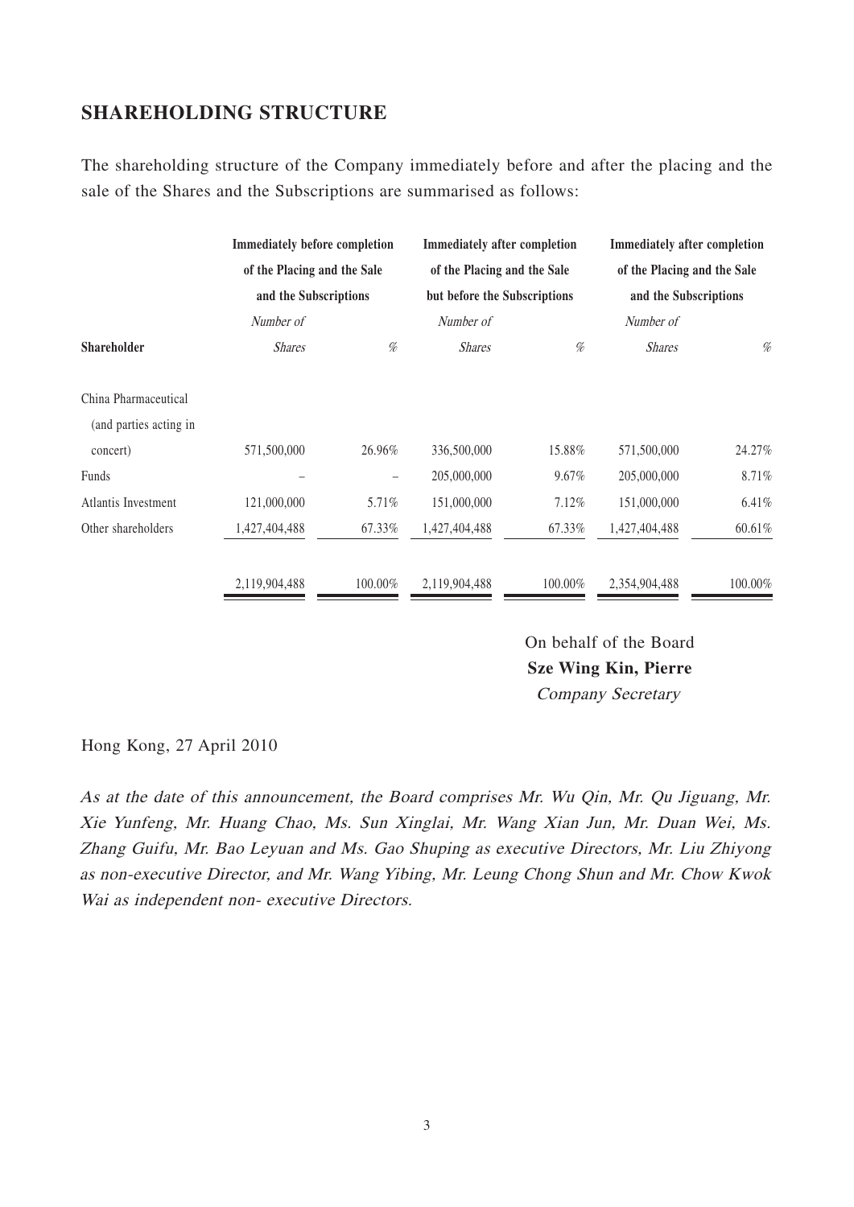## SHAREHOLDING STRUCTURE

The shareholding structure of the Company immediately before and after the placing and the sale of the Shares and the Subscriptions are summarised as follows:

| | Immediately before completion of the Placing and the Sale and the Subscriptions | | Immediately after completion of the Placing and the Sale but before the Subscriptions | | Immediately after completion of the Placing and the Sale and the Subscriptions | |
|---|---|---|---|---|---|---|
| **Shareholder** | *Number of Shares* | *%* | *Number of Shares* | *%* | *Number of Shares* | *%* |
| China Pharmaceutical (and parties acting in concert) | 571,500,000 | 26.96% | 336,500,000 | 15.88% | 571,500,000 | 24.27% |
| Funds | – | – | 205,000,000 | 9.67% | 205,000,000 | 8.71% |
| Atlantis Investment | 121,000,000 | 5.71% | 151,000,000 | 7.12% | 151,000,000 | 6.41% |
| Other shareholders | 1,427,404,488 | 67.33% | 1,427,404,488 | 67.33% | 1,427,404,488 | 60.61% |
| | 2,119,904,488 | 100.00% | 2,119,904,488 | 100.00% | 2,354,904,488 | 100.00% |

On behalf of the Board
**Sze Wing Kin, Pierre**
*Company Secretary*

Hong Kong, 27 April 2010

*As at the date of this announcement, the Board comprises Mr. Wu Qin, Mr. Qu Jiguang, Mr. Xie Yunfeng, Mr. Huang Chao, Ms. Sun Xinglai, Mr. Wang Xian Jun, Mr. Duan Wei, Ms. Zhang Guifu, Mr. Bao Leyuan and Ms. Gao Shuping as executive Directors, Mr. Liu Zhiyong as non-executive Director, and Mr. Wang Yibing, Mr. Leung Chong Shun and Mr. Chow Kwok Wai as independent non- executive Directors.*